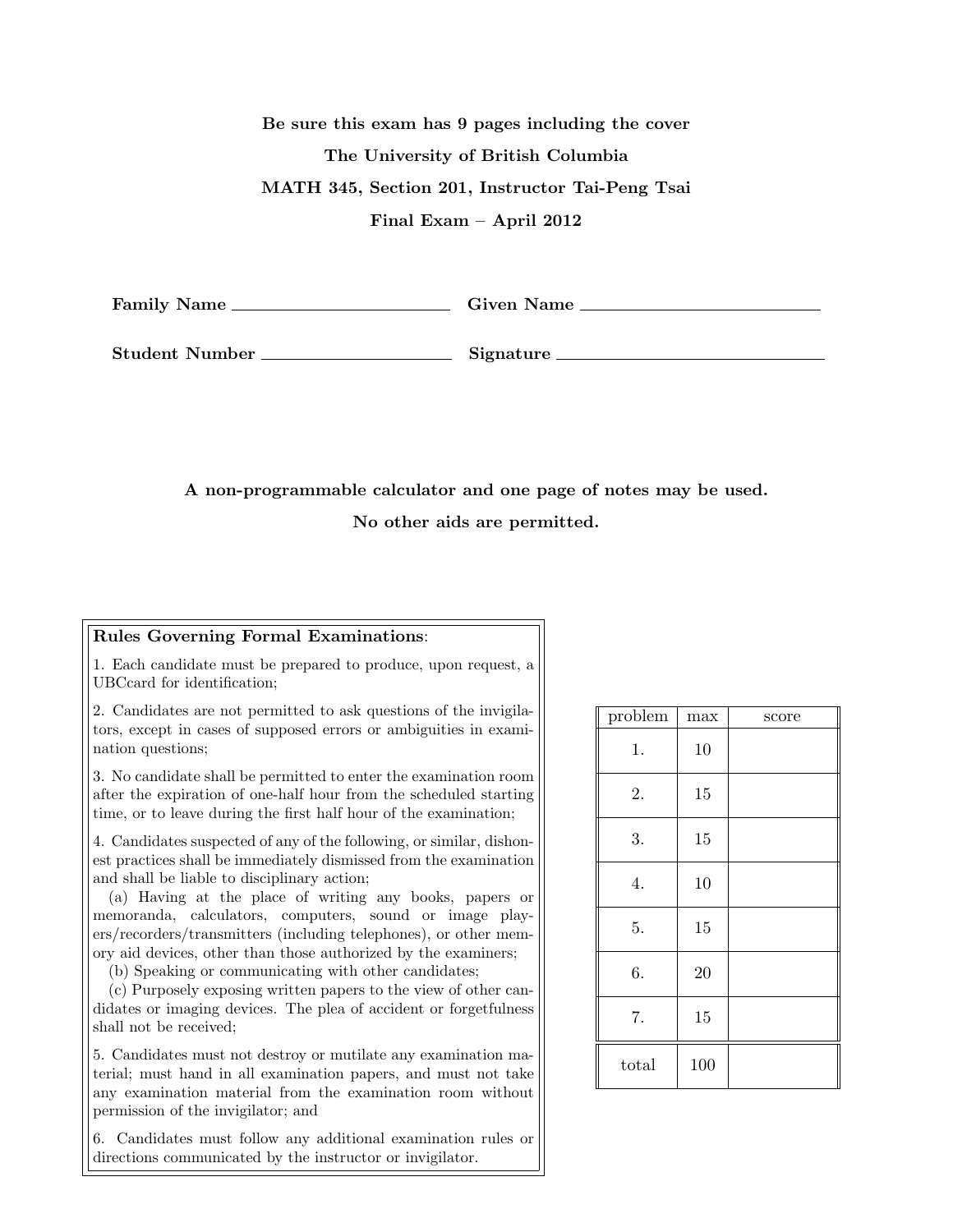**Be sure this exam has 9 pages including the cover**

**The University of British Columbia**

**MATH 345, Section 201, Instructor Tai-Peng Tsai**

**Final Exam – April 2012**

**Family Name** ______________________ **Given Name** ______________________

**Student Number** ______________________ **Signature** ______________________

**A non-programmable calculator and one page of notes may be used.**

**No other aids are permitted.**

**Rules Governing Formal Examinations**:

1. Each candidate must be prepared to produce, upon request, a UBCcard for identification;

2. Candidates are not permitted to ask questions of the invigilators, except in cases of supposed errors or ambiguities in examination questions;

3. No candidate shall be permitted to enter the examination room after the expiration of one-half hour from the scheduled starting time, or to leave during the first half hour of the examination;

4. Candidates suspected of any of the following, or similar, dishonest practices shall be immediately dismissed from the examination and shall be liable to disciplinary action;

(a) Having at the place of writing any books, papers or memoranda, calculators, computers, sound or image players/recorders/transmitters (including telephones), or other memory aid devices, other than those authorized by the examiners;

(b) Speaking or communicating with other candidates;

(c) Purposely exposing written papers to the view of other candidates or imaging devices. The plea of accident or forgetfulness shall not be received;

5. Candidates must not destroy or mutilate any examination material; must hand in all examination papers, and must not take any examination material from the examination room without permission of the invigilator; and

6. Candidates must follow any additional examination rules or directions communicated by the instructor or invigilator.

| problem | max | score |
|---|---|---|
| 1. | 10 | |
| 2. | 15 | |
| 3. | 15 | |
| 4. | 10 | |
| 5. | 15 | |
| 6. | 20 | |
| 7. | 15 | |
| total | 100 | |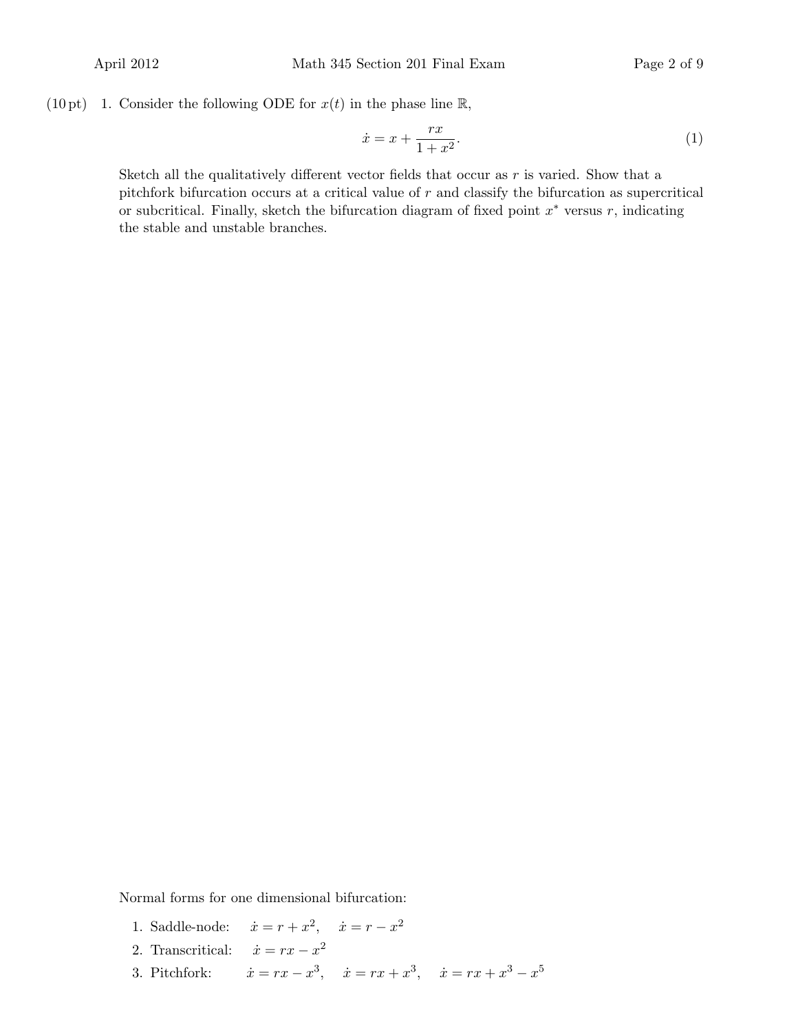(10 pt) 1. Consider the following ODE for $x(t)$ in the phase line $\mathbb{R}$,

$$\dot{x} = x + \frac{rx}{1+x^2}. \tag{1}$$

Sketch all the qualitatively different vector fields that occur as $r$ is varied. Show that a pitchfork bifurcation occurs at a critical value of $r$ and classify the bifurcation as supercritical or subcritical. Finally, sketch the bifurcation diagram of fixed point $x^*$ versus $r$, indicating the stable and unstable branches.

Normal forms for one dimensional bifurcation:

1. Saddle-node: $\dot{x} = r + x^2, \quad \dot{x} = r - x^2$
2. Transcritical: $\dot{x} = rx - x^2$
3. Pitchfork: $\dot{x} = rx - x^3, \quad \dot{x} = rx + x^3, \quad \dot{x} = rx + x^3 - x^5$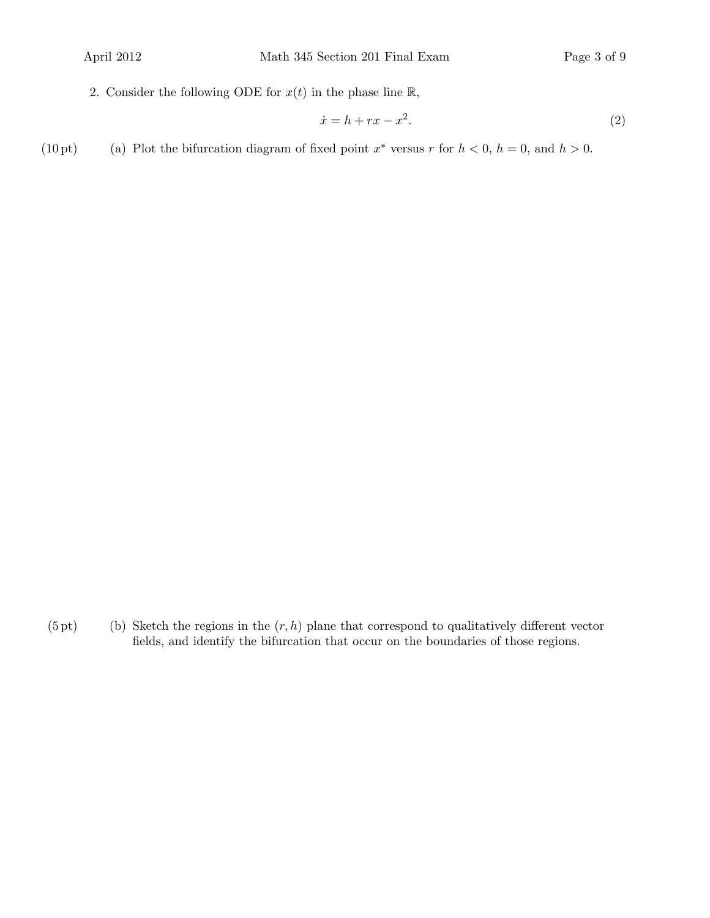2. Consider the following ODE for $x(t)$ in the phase line $\mathbb{R}$,

$$\dot{x} = h + rx - x^2. \tag{2}$$

(10 pt) (a) Plot the bifurcation diagram of fixed point $x^*$ versus $r$ for $h < 0$, $h = 0$, and $h > 0$.

(5 pt) (b) Sketch the regions in the $(r, h)$ plane that correspond to qualitatively different vector fields, and identify the bifurcation that occur on the boundaries of those regions.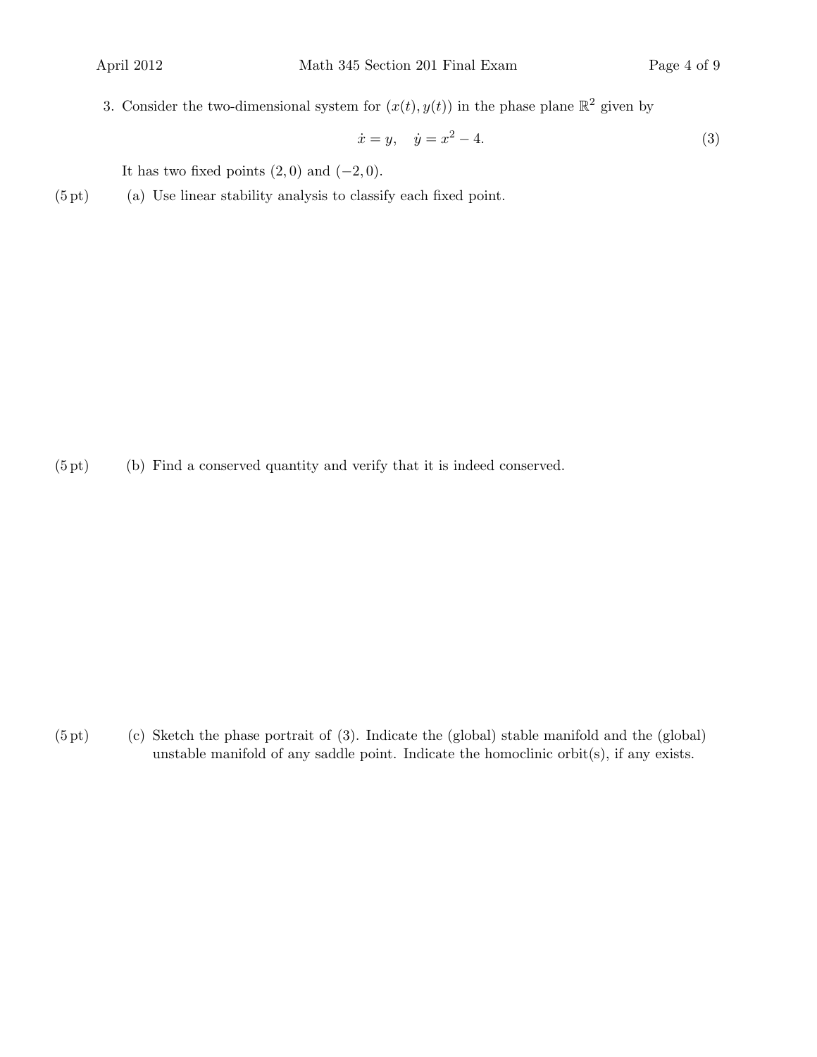3. Consider the two-dimensional system for $(x(t), y(t))$ in the phase plane $\mathbb{R}^2$ given by

$$\dot{x} = y, \quad \dot{y} = x^2 - 4. \tag{3}$$

It has two fixed points $(2, 0)$ and $(-2, 0)$.

(5 pt) (a) Use linear stability analysis to classify each fixed point.

(5 pt) (b) Find a conserved quantity and verify that it is indeed conserved.

(5 pt) (c) Sketch the phase portrait of (3). Indicate the (global) stable manifold and the (global) unstable manifold of any saddle point. Indicate the homoclinic orbit(s), if any exists.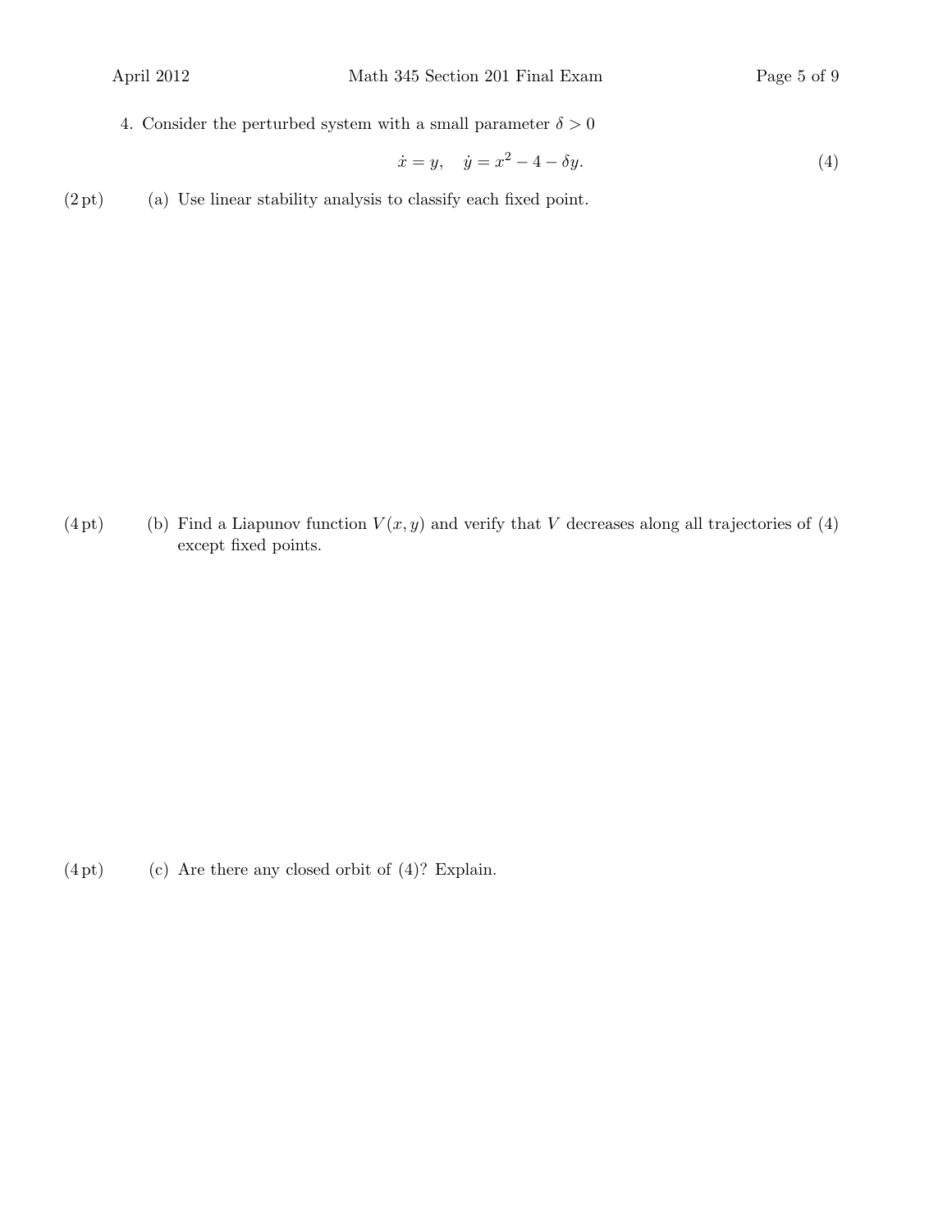4. Consider the perturbed system with a small parameter $\delta > 0$

$$\dot{x} = y, \quad \dot{y} = x^2 - 4 - \delta y. \tag{4}$$

(2 pt) (a) Use linear stability analysis to classify each fixed point.

(4 pt) (b) Find a Liapunov function $V(x, y)$ and verify that $V$ decreases along all trajectories of (4) except fixed points.

(4 pt) (c) Are there any closed orbit of (4)? Explain.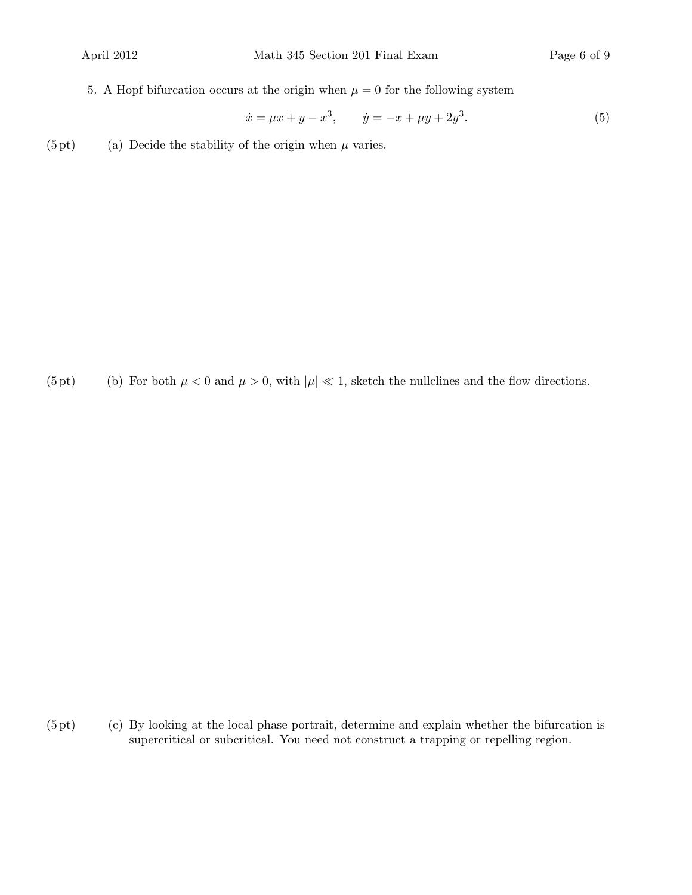5. A Hopf bifurcation occurs at the origin when $\mu = 0$ for the following system

$$\dot{x} = \mu x + y - x^3, \qquad \dot{y} = -x + \mu y + 2y^3. \tag{5}$$

(5 pt) (a) Decide the stability of the origin when $\mu$ varies.

(5 pt) (b) For both $\mu < 0$ and $\mu > 0$, with $|\mu| \ll 1$, sketch the nullclines and the flow directions.

(5 pt) (c) By looking at the local phase portrait, determine and explain whether the bifurcation is supercritical or subcritical. You need not construct a trapping or repelling region.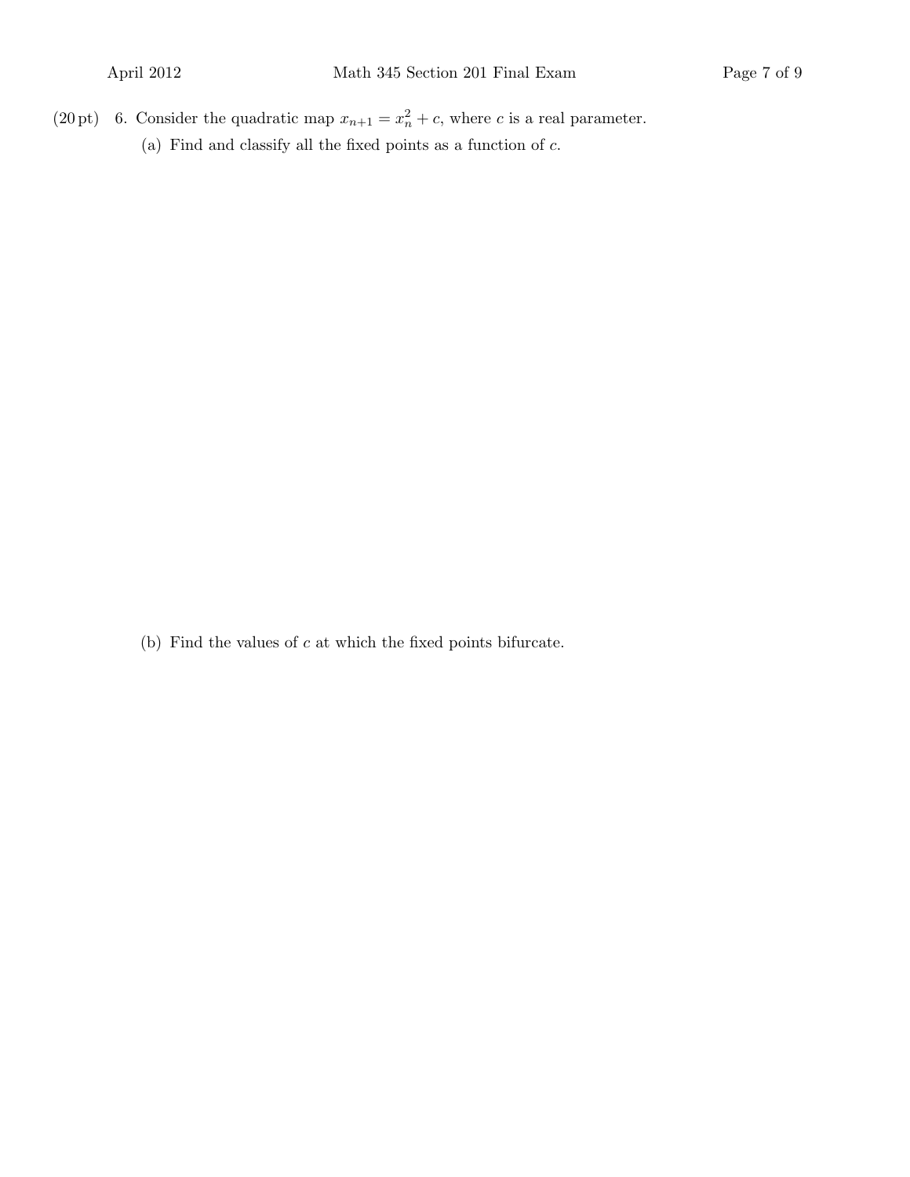(20 pt) 6. Consider the quadratic map $x_{n+1} = x_n^2 + c$, where $c$ is a real parameter.

(a) Find and classify all the fixed points as a function of $c$.

(b) Find the values of $c$ at which the fixed points bifurcate.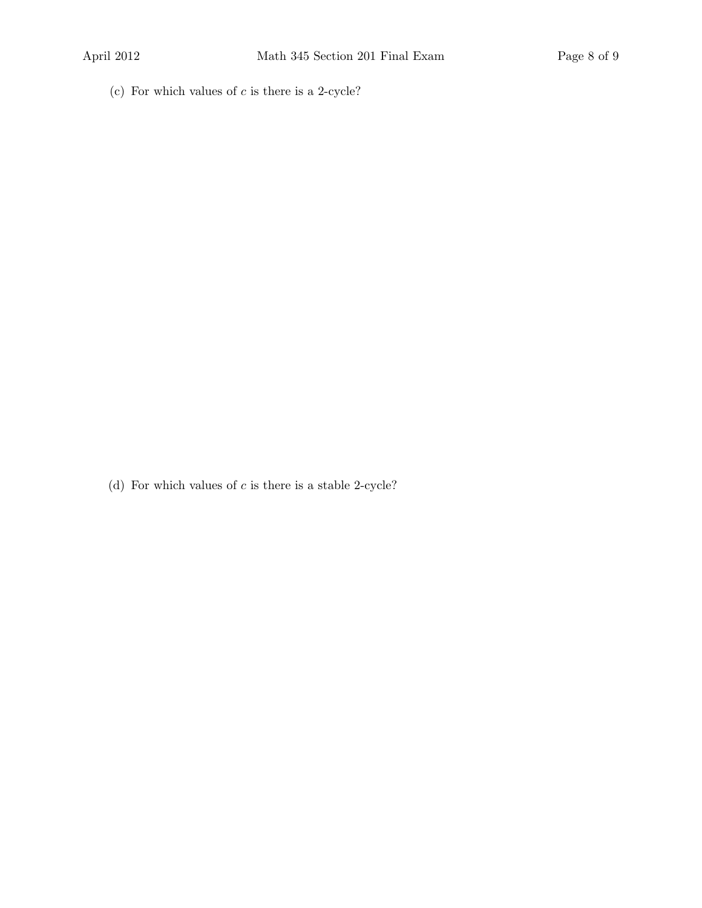(c) For which values of $c$ is there is a 2-cycle?

(d) For which values of $c$ is there is a stable 2-cycle?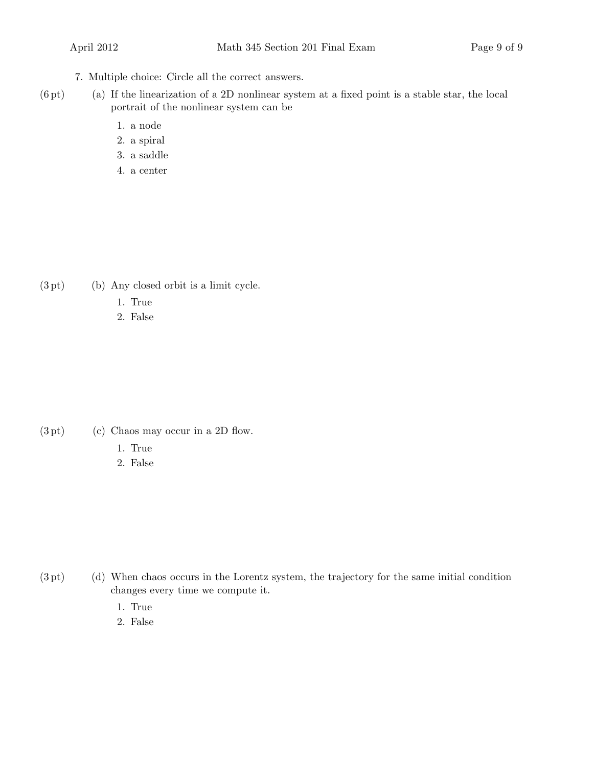7. Multiple choice: Circle all the correct answers.

(6 pt) (a) If the linearization of a 2D nonlinear system at a fixed point is a stable star, the local portrait of the nonlinear system can be

1. a node
2. a spiral
3. a saddle
4. a center

(3 pt) (b) Any closed orbit is a limit cycle.

1. True
2. False

(3 pt) (c) Chaos may occur in a 2D flow.

1. True
2. False

(3 pt) (d) When chaos occurs in the Lorentz system, the trajectory for the same initial condition changes every time we compute it.

1. True
2. False